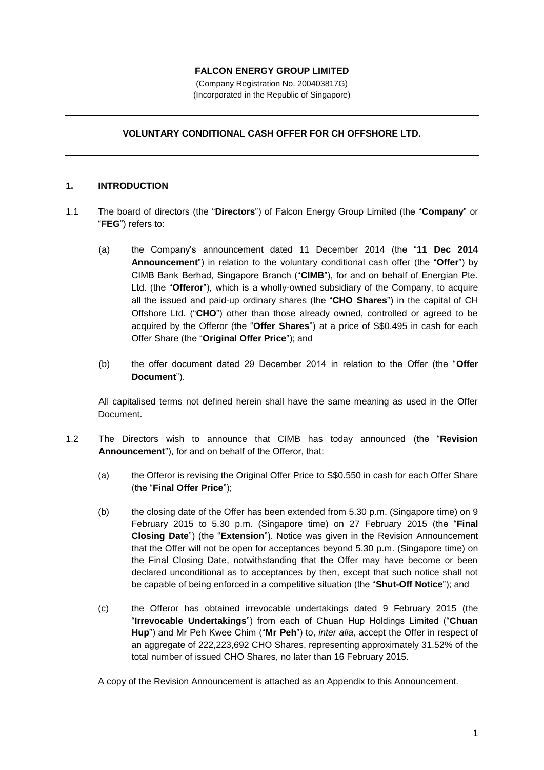**FALCON ENERGY GROUP LIMITED**

(Company Registration No. 200403817G)
(Incorporated in the Republic of Singapore)

---

**VOLUNTARY CONDITIONAL CASH OFFER FOR CH OFFSHORE LTD.**

---

## 1. INTRODUCTION

1.1 The board of directors (the "**Directors**") of Falcon Energy Group Limited (the "**Company**" or "**FEG**") refers to:

(a) the Company's announcement dated 11 December 2014 (the "**11 Dec 2014 Announcement**") in relation to the voluntary conditional cash offer (the "**Offer**") by CIMB Bank Berhad, Singapore Branch ("**CIMB**"), for and on behalf of Energian Pte. Ltd. (the "**Offeror**"), which is a wholly-owned subsidiary of the Company, to acquire all the issued and paid-up ordinary shares (the "**CHO Shares**") in the capital of CH Offshore Ltd. ("**CHO**") other than those already owned, controlled or agreed to be acquired by the Offeror (the "**Offer Shares**") at a price of S$0.495 in cash for each Offer Share (the "**Original Offer Price**"); and

(b) the offer document dated 29 December 2014 in relation to the Offer (the "**Offer Document**").

All capitalised terms not defined herein shall have the same meaning as used in the Offer Document.

1.2 The Directors wish to announce that CIMB has today announced (the "**Revision Announcement**"), for and on behalf of the Offeror, that:

(a) the Offeror is revising the Original Offer Price to S$0.550 in cash for each Offer Share (the "**Final Offer Price**");

(b) the closing date of the Offer has been extended from 5.30 p.m. (Singapore time) on 9 February 2015 to 5.30 p.m. (Singapore time) on 27 February 2015 (the "**Final Closing Date**") (the "**Extension**"). Notice was given in the Revision Announcement that the Offer will not be open for acceptances beyond 5.30 p.m. (Singapore time) on the Final Closing Date, notwithstanding that the Offer may have become or been declared unconditional as to acceptances by then, except that such notice shall not be capable of being enforced in a competitive situation (the "**Shut-Off Notice**"); and

(c) the Offeror has obtained irrevocable undertakings dated 9 February 2015 (the "**Irrevocable Undertakings**") from each of Chuan Hup Holdings Limited ("**Chuan Hup**") and Mr Peh Kwee Chim ("**Mr Peh**") to, *inter alia*, accept the Offer in respect of an aggregate of 222,223,692 CHO Shares, representing approximately 31.52% of the total number of issued CHO Shares, no later than 16 February 2015.

A copy of the Revision Announcement is attached as an Appendix to this Announcement.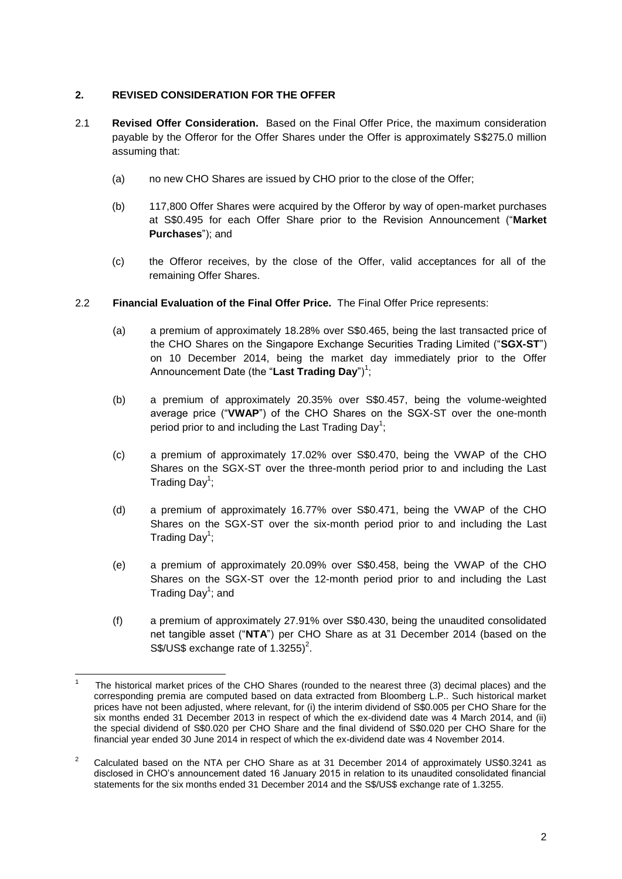## 2. REVISED CONSIDERATION FOR THE OFFER

2.1 **Revised Offer Consideration.** Based on the Final Offer Price, the maximum consideration payable by the Offeror for the Offer Shares under the Offer is approximately S$275.0 million assuming that:

(a) no new CHO Shares are issued by CHO prior to the close of the Offer;

(b) 117,800 Offer Shares were acquired by the Offeror by way of open-market purchases at S$0.495 for each Offer Share prior to the Revision Announcement ("**Market Purchases**"); and

(c) the Offeror receives, by the close of the Offer, valid acceptances for all of the remaining Offer Shares.

2.2 **Financial Evaluation of the Final Offer Price.** The Final Offer Price represents:

(a) a premium of approximately 18.28% over S$0.465, being the last transacted price of the CHO Shares on the Singapore Exchange Securities Trading Limited ("**SGX-ST**") on 10 December 2014, being the market day immediately prior to the Offer Announcement Date (the "**Last Trading Day**")[1];

(b) a premium of approximately 20.35% over S$0.457, being the volume-weighted average price ("**VWAP**") of the CHO Shares on the SGX-ST over the one-month period prior to and including the Last Trading Day[1];

(c) a premium of approximately 17.02% over S$0.470, being the VWAP of the CHO Shares on the SGX-ST over the three-month period prior to and including the Last Trading Day[1];

(d) a premium of approximately 16.77% over S$0.471, being the VWAP of the CHO Shares on the SGX-ST over the six-month period prior to and including the Last Trading Day[1];

(e) a premium of approximately 20.09% over S$0.458, being the VWAP of the CHO Shares on the SGX-ST over the 12-month period prior to and including the Last Trading Day[1]; and

(f) a premium of approximately 27.91% over S$0.430, being the unaudited consolidated net tangible asset ("**NTA**") per CHO Share as at 31 December 2014 (based on the S$/US$ exchange rate of 1.3255)[2].

---

[1] The historical market prices of the CHO Shares (rounded to the nearest three (3) decimal places) and the corresponding premia are computed based on data extracted from Bloomberg L.P.. Such historical market prices have not been adjusted, where relevant, for (i) the interim dividend of S$0.005 per CHO Share for the six months ended 31 December 2013 in respect of which the ex-dividend date was 4 March 2014, and (ii) the special dividend of S$0.020 per CHO Share and the final dividend of S$0.020 per CHO Share for the financial year ended 30 June 2014 in respect of which the ex-dividend date was 4 November 2014.

[2] Calculated based on the NTA per CHO Share as at 31 December 2014 of approximately US$0.3241 as disclosed in CHO's announcement dated 16 January 2015 in relation to its unaudited consolidated financial statements for the six months ended 31 December 2014 and the S$/US$ exchange rate of 1.3255.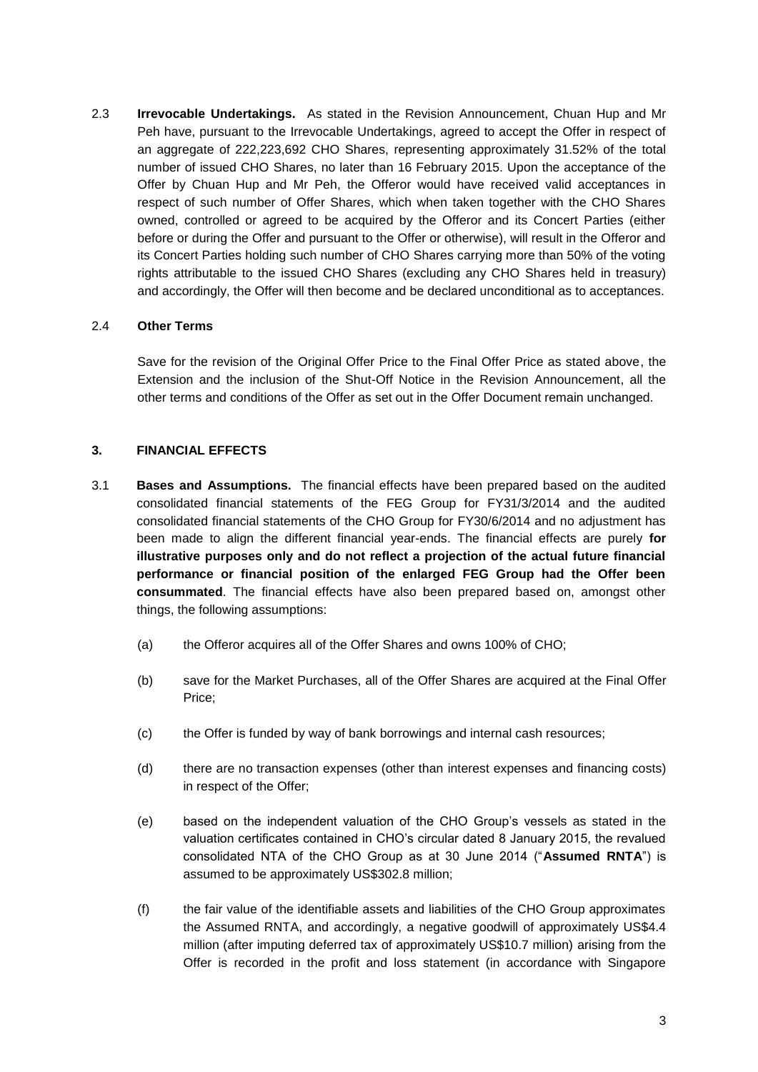2.3 **Irrevocable Undertakings.** As stated in the Revision Announcement, Chuan Hup and Mr Peh have, pursuant to the Irrevocable Undertakings, agreed to accept the Offer in respect of an aggregate of 222,223,692 CHO Shares, representing approximately 31.52% of the total number of issued CHO Shares, no later than 16 February 2015. Upon the acceptance of the Offer by Chuan Hup and Mr Peh, the Offeror would have received valid acceptances in respect of such number of Offer Shares, which when taken together with the CHO Shares owned, controlled or agreed to be acquired by the Offeror and its Concert Parties (either before or during the Offer and pursuant to the Offer or otherwise), will result in the Offeror and its Concert Parties holding such number of CHO Shares carrying more than 50% of the voting rights attributable to the issued CHO Shares (excluding any CHO Shares held in treasury) and accordingly, the Offer will then become and be declared unconditional as to acceptances.

2.4 **Other Terms**

Save for the revision of the Original Offer Price to the Final Offer Price as stated above, the Extension and the inclusion of the Shut-Off Notice in the Revision Announcement, all the other terms and conditions of the Offer as set out in the Offer Document remain unchanged.

## 3. FINANCIAL EFFECTS

3.1 **Bases and Assumptions.** The financial effects have been prepared based on the audited consolidated financial statements of the FEG Group for FY31/3/2014 and the audited consolidated financial statements of the CHO Group for FY30/6/2014 and no adjustment has been made to align the different financial year-ends. The financial effects are purely **for illustrative purposes only and do not reflect a projection of the actual future financial performance or financial position of the enlarged FEG Group had the Offer been consummated**. The financial effects have also been prepared based on, amongst other things, the following assumptions:

(a) the Offeror acquires all of the Offer Shares and owns 100% of CHO;

(b) save for the Market Purchases, all of the Offer Shares are acquired at the Final Offer Price;

(c) the Offer is funded by way of bank borrowings and internal cash resources;

(d) there are no transaction expenses (other than interest expenses and financing costs) in respect of the Offer;

(e) based on the independent valuation of the CHO Group's vessels as stated in the valuation certificates contained in CHO's circular dated 8 January 2015, the revalued consolidated NTA of the CHO Group as at 30 June 2014 ("**Assumed RNTA**") is assumed to be approximately US$302.8 million;

(f) the fair value of the identifiable assets and liabilities of the CHO Group approximates the Assumed RNTA, and accordingly, a negative goodwill of approximately US$4.4 million (after imputing deferred tax of approximately US$10.7 million) arising from the Offer is recorded in the profit and loss statement (in accordance with Singapore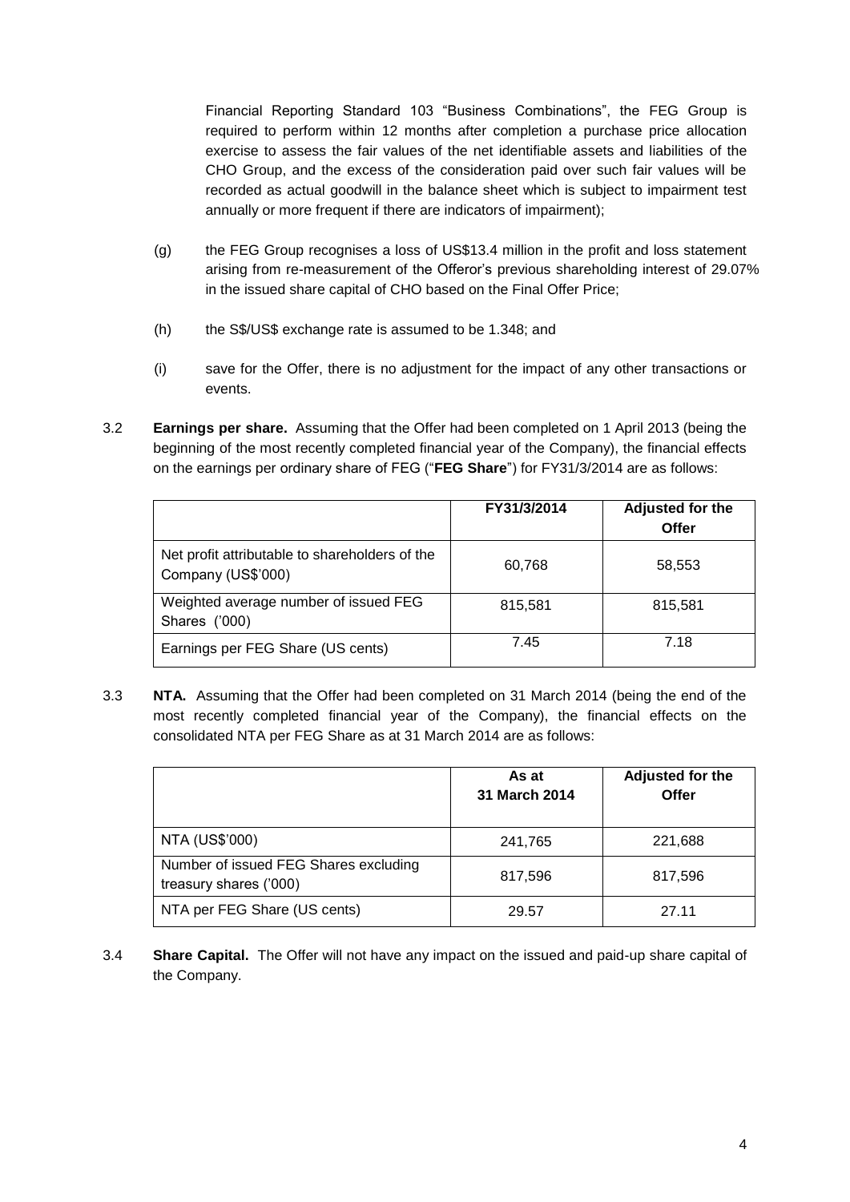Financial Reporting Standard 103 "Business Combinations", the FEG Group is required to perform within 12 months after completion a purchase price allocation exercise to assess the fair values of the net identifiable assets and liabilities of the CHO Group, and the excess of the consideration paid over such fair values will be recorded as actual goodwill in the balance sheet which is subject to impairment test annually or more frequent if there are indicators of impairment);

(g) the FEG Group recognises a loss of US$13.4 million in the profit and loss statement arising from re-measurement of the Offeror's previous shareholding interest of 29.07% in the issued share capital of CHO based on the Final Offer Price;

(h) the S$/US$ exchange rate is assumed to be 1.348; and

(i) save for the Offer, there is no adjustment for the impact of any other transactions or events.

3.2 **Earnings per share.** Assuming that the Offer had been completed on 1 April 2013 (being the beginning of the most recently completed financial year of the Company), the financial effects on the earnings per ordinary share of FEG ("**FEG Share**") for FY31/3/2014 are as follows:

| | FY31/3/2014 | Adjusted for the Offer |
|---|---|---|
| Net profit attributable to shareholders of the Company (US$'000) | 60,768 | 58,553 |
| Weighted average number of issued FEG Shares ('000) | 815,581 | 815,581 |
| Earnings per FEG Share (US cents) | 7.45 | 7.18 |

3.3 **NTA.** Assuming that the Offer had been completed on 31 March 2014 (being the end of the most recently completed financial year of the Company), the financial effects on the consolidated NTA per FEG Share as at 31 March 2014 are as follows:

| | As at 31 March 2014 | Adjusted for the Offer |
|---|---|---|
| NTA (US$'000) | 241,765 | 221,688 |
| Number of issued FEG Shares excluding treasury shares ('000) | 817,596 | 817,596 |
| NTA per FEG Share (US cents) | 29.57 | 27.11 |

3.4 **Share Capital.** The Offer will not have any impact on the issued and paid-up share capital of the Company.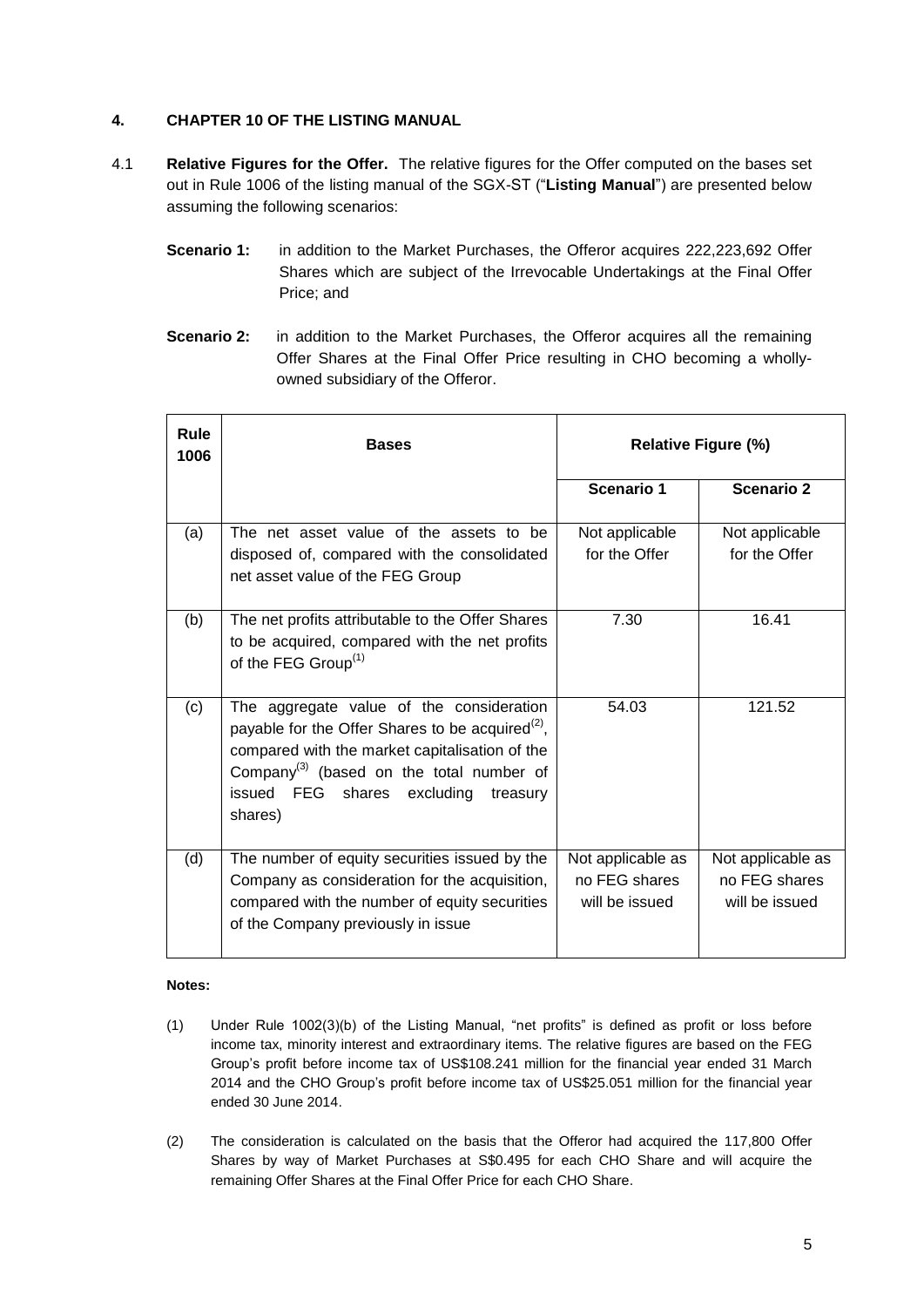## 4. CHAPTER 10 OF THE LISTING MANUAL

4.1 **Relative Figures for the Offer.** The relative figures for the Offer computed on the bases set out in Rule 1006 of the listing manual of the SGX-ST ("**Listing Manual**") are presented below assuming the following scenarios:

**Scenario 1:** in addition to the Market Purchases, the Offeror acquires 222,223,692 Offer Shares which are subject of the Irrevocable Undertakings at the Final Offer Price; and

**Scenario 2:** in addition to the Market Purchases, the Offeror acquires all the remaining Offer Shares at the Final Offer Price resulting in CHO becoming a wholly-owned subsidiary of the Offeror.

| Rule 1006 | Bases | Relative Figure (%) | |
|---|---|---|---|
| | | **Scenario 1** | **Scenario 2** |
| (a) | The net asset value of the assets to be disposed of, compared with the consolidated net asset value of the FEG Group | Not applicable for the Offer | Not applicable for the Offer |
| (b) | The net profits attributable to the Offer Shares to be acquired, compared with the net profits of the FEG Group[(1)] | 7.30 | 16.41 |
| (c) | The aggregate value of the consideration payable for the Offer Shares to be acquired[(2)], compared with the market capitalisation of the Company[(3)] (based on the total number of issued FEG shares excluding treasury shares) | 54.03 | 121.52 |
| (d) | The number of equity securities issued by the Company as consideration for the acquisition, compared with the number of equity securities of the Company previously in issue | Not applicable as no FEG shares will be issued | Not applicable as no FEG shares will be issued |

**Notes:**

(1) Under Rule 1002(3)(b) of the Listing Manual, "net profits" is defined as profit or loss before income tax, minority interest and extraordinary items. The relative figures are based on the FEG Group's profit before income tax of US$108.241 million for the financial year ended 31 March 2014 and the CHO Group's profit before income tax of US$25.051 million for the financial year ended 30 June 2014.

(2) The consideration is calculated on the basis that the Offeror had acquired the 117,800 Offer Shares by way of Market Purchases at S$0.495 for each CHO Share and will acquire the remaining Offer Shares at the Final Offer Price for each CHO Share.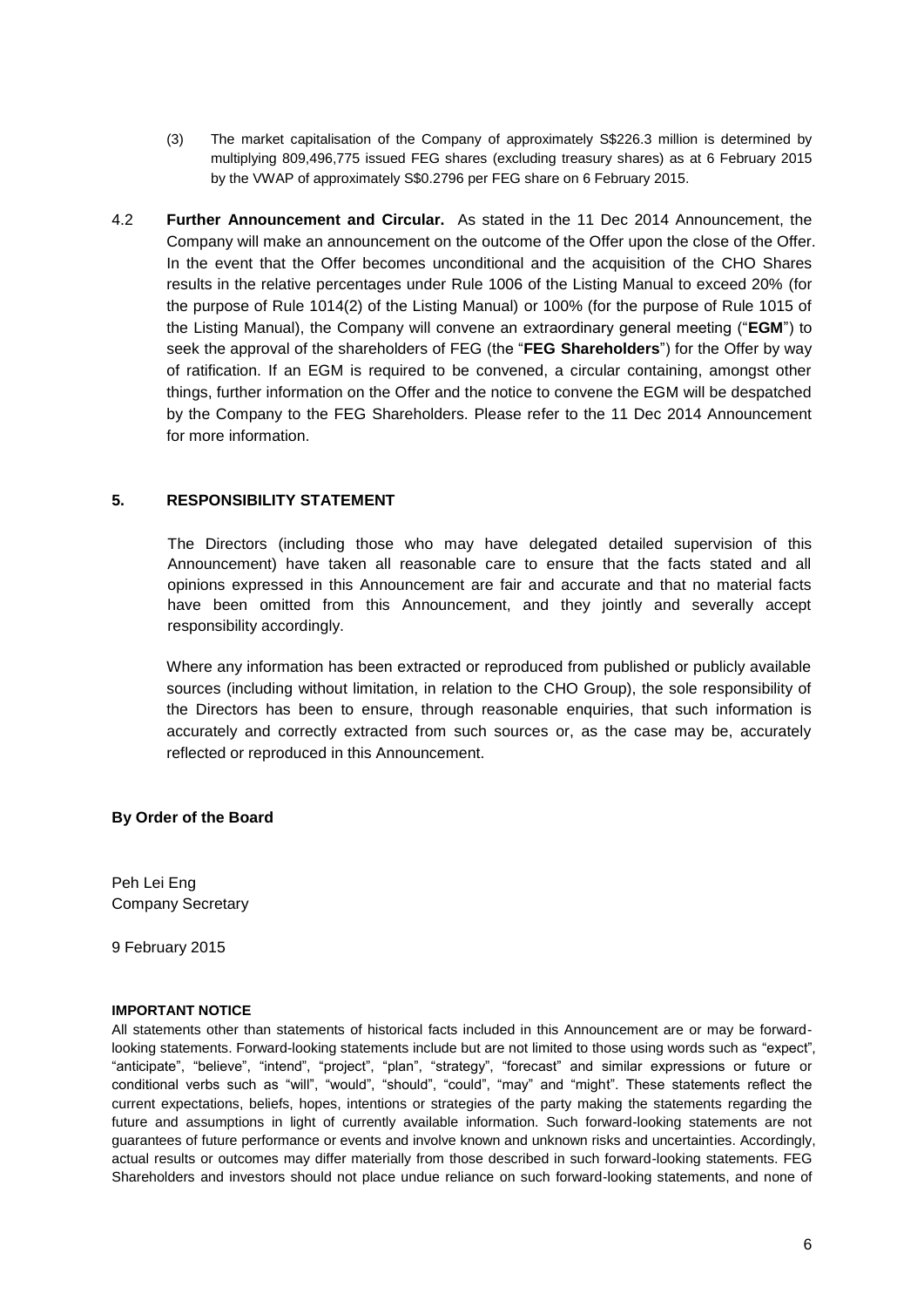(3) The market capitalisation of the Company of approximately S$226.3 million is determined by multiplying 809,496,775 issued FEG shares (excluding treasury shares) as at 6 February 2015 by the VWAP of approximately S$0.2796 per FEG share on 6 February 2015.

4.2 **Further Announcement and Circular.** As stated in the 11 Dec 2014 Announcement, the Company will make an announcement on the outcome of the Offer upon the close of the Offer. In the event that the Offer becomes unconditional and the acquisition of the CHO Shares results in the relative percentages under Rule 1006 of the Listing Manual to exceed 20% (for the purpose of Rule 1014(2) of the Listing Manual) or 100% (for the purpose of Rule 1015 of the Listing Manual), the Company will convene an extraordinary general meeting ("**EGM**") to seek the approval of the shareholders of FEG (the "**FEG Shareholders**") for the Offer by way of ratification. If an EGM is required to be convened, a circular containing, amongst other things, further information on the Offer and the notice to convene the EGM will be despatched by the Company to the FEG Shareholders. Please refer to the 11 Dec 2014 Announcement for more information.

## 5. RESPONSIBILITY STATEMENT

The Directors (including those who may have delegated detailed supervision of this Announcement) have taken all reasonable care to ensure that the facts stated and all opinions expressed in this Announcement are fair and accurate and that no material facts have been omitted from this Announcement, and they jointly and severally accept responsibility accordingly.

Where any information has been extracted or reproduced from published or publicly available sources (including without limitation, in relation to the CHO Group), the sole responsibility of the Directors has been to ensure, through reasonable enquiries, that such information is accurately and correctly extracted from such sources or, as the case may be, accurately reflected or reproduced in this Announcement.

**By Order of the Board**

Peh Lei Eng
Company Secretary

9 February 2015

**IMPORTANT NOTICE**

All statements other than statements of historical facts included in this Announcement are or may be forward-looking statements. Forward-looking statements include but are not limited to those using words such as "expect", "anticipate", "believe", "intend", "project", "plan", "strategy", "forecast" and similar expressions or future or conditional verbs such as "will", "would", "should", "could", "may" and "might". These statements reflect the current expectations, beliefs, hopes, intentions or strategies of the party making the statements regarding the future and assumptions in light of currently available information. Such forward-looking statements are not guarantees of future performance or events and involve known and unknown risks and uncertainties. Accordingly, actual results or outcomes may differ materially from those described in such forward-looking statements. FEG Shareholders and investors should not place undue reliance on such forward-looking statements, and none of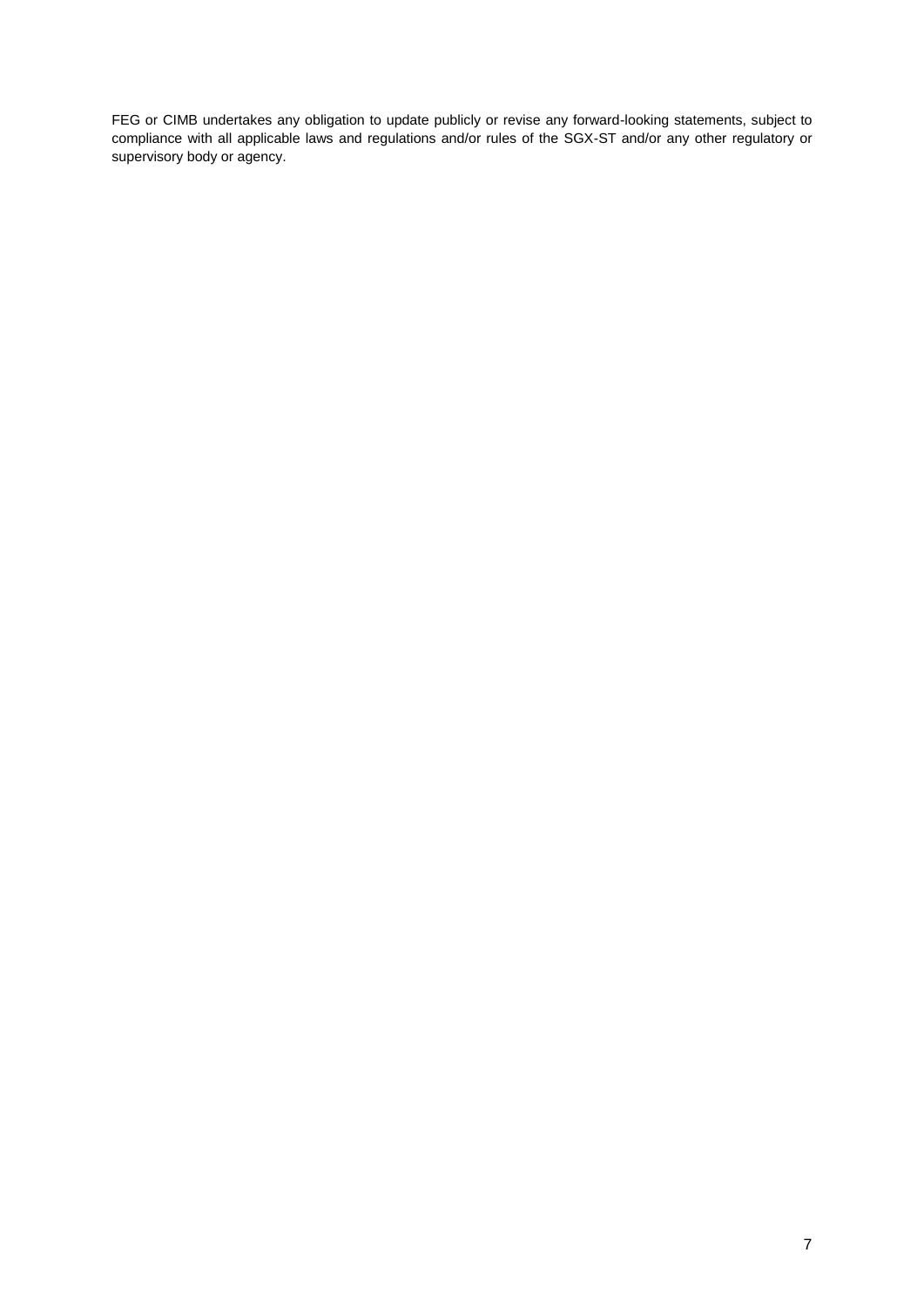FEG or CIMB undertakes any obligation to update publicly or revise any forward-looking statements, subject to compliance with all applicable laws and regulations and/or rules of the SGX-ST and/or any other regulatory or supervisory body or agency.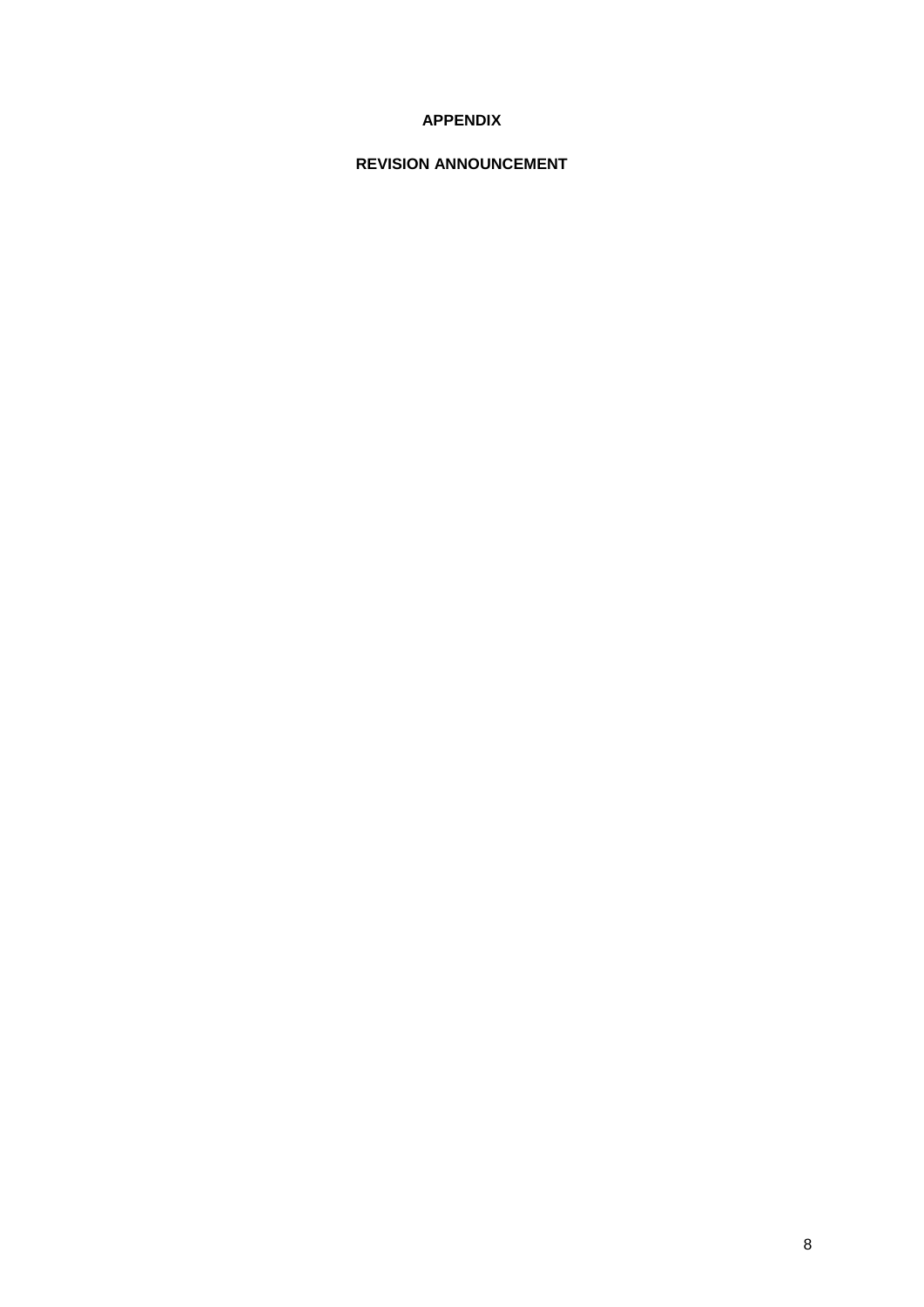# APPENDIX

## REVISION ANNOUNCEMENT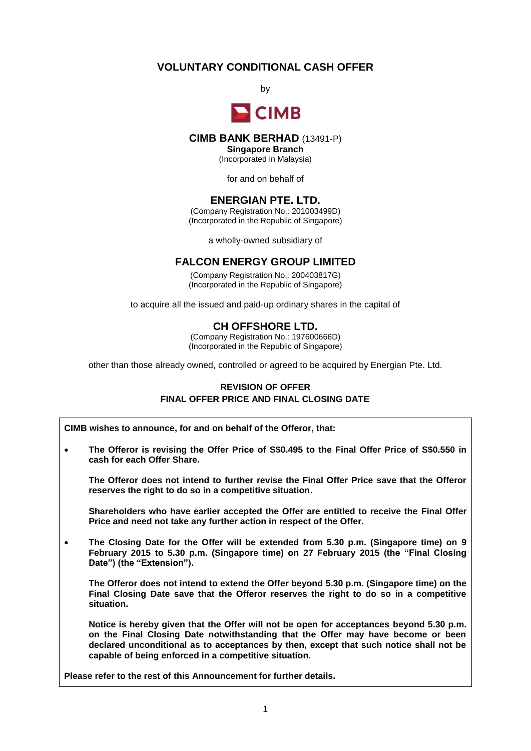## VOLUNTARY CONDITIONAL CASH OFFER

by

**CIMB**

**CIMB BANK BERHAD** (13491-P)
**Singapore Branch**
(Incorporated in Malaysia)

for and on behalf of

## ENERGIAN PTE. LTD.

(Company Registration No.: 201003499D)
(Incorporated in the Republic of Singapore)

a wholly-owned subsidiary of

## FALCON ENERGY GROUP LIMITED

(Company Registration No.: 200403817G)
(Incorporated in the Republic of Singapore)

to acquire all the issued and paid-up ordinary shares in the capital of

## CH OFFSHORE LTD.

(Company Registration No.: 197600666D)
(Incorporated in the Republic of Singapore)

other than those already owned, controlled or agreed to be acquired by Energian Pte. Ltd.

**REVISION OF OFFER**
**FINAL OFFER PRICE AND FINAL CLOSING DATE**

**CIMB wishes to announce, for and on behalf of the Offeror, that:**

- **The Offeror is revising the Offer Price of S$0.495 to the Final Offer Price of S$0.550 in cash for each Offer Share.**

  **The Offeror does not intend to further revise the Final Offer Price save that the Offeror reserves the right to do so in a competitive situation.**

  **Shareholders who have earlier accepted the Offer are entitled to receive the Final Offer Price and need not take any further action in respect of the Offer.**

- **The Closing Date for the Offer will be extended from 5.30 p.m. (Singapore time) on 9 February 2015 to 5.30 p.m. (Singapore time) on 27 February 2015 (the "Final Closing Date") (the "Extension").**

  **The Offeror does not intend to extend the Offer beyond 5.30 p.m. (Singapore time) on the Final Closing Date save that the Offeror reserves the right to do so in a competitive situation.**

  **Notice is hereby given that the Offer will not be open for acceptances beyond 5.30 p.m. on the Final Closing Date notwithstanding that the Offer may have become or been declared unconditional as to acceptances by then, except that such notice shall not be capable of being enforced in a competitive situation.**

**Please refer to the rest of this Announcement for further details.**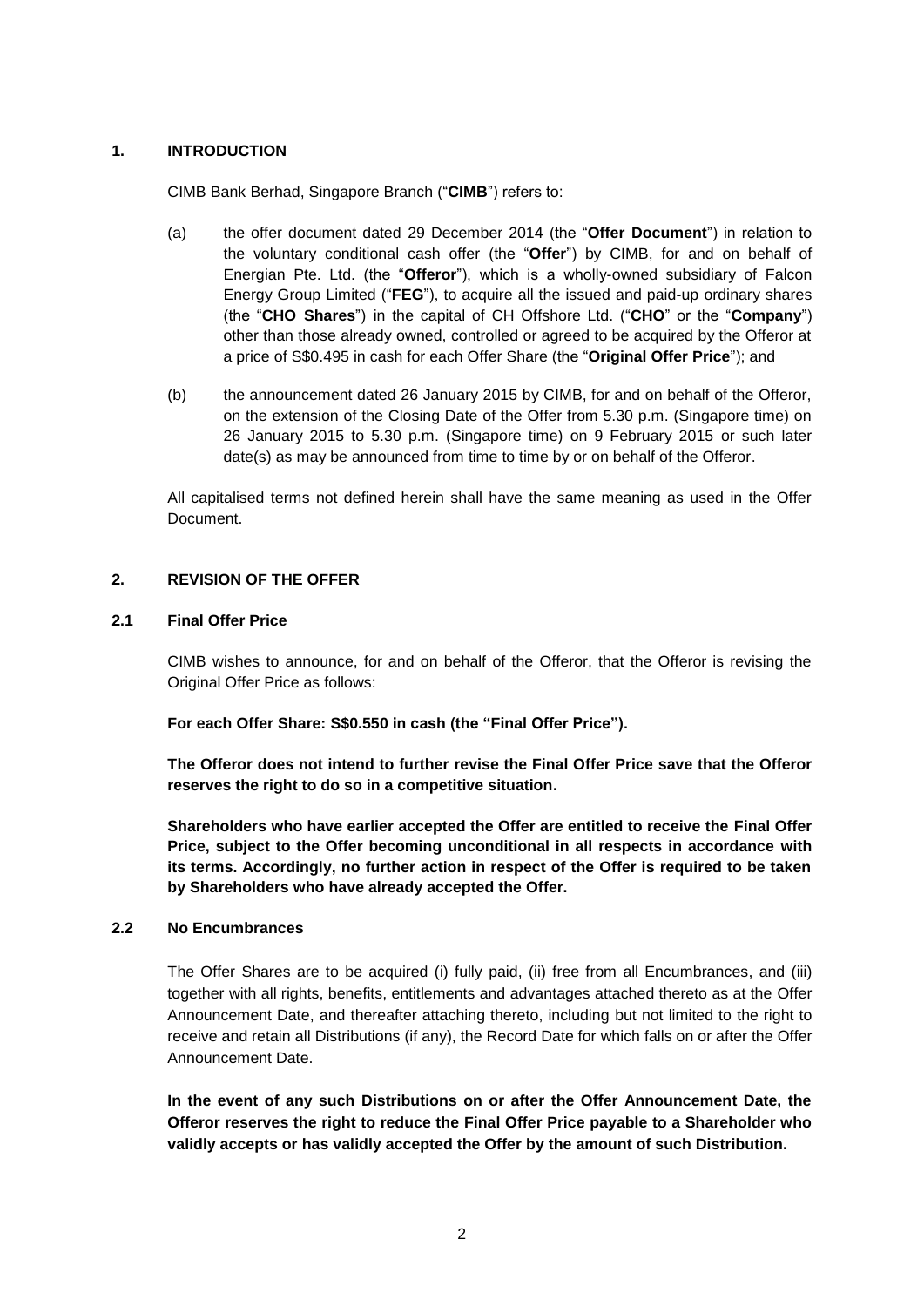## 1. INTRODUCTION

CIMB Bank Berhad, Singapore Branch ("**CIMB**") refers to:

(a) the offer document dated 29 December 2014 (the "**Offer Document**") in relation to the voluntary conditional cash offer (the "**Offer**") by CIMB, for and on behalf of Energian Pte. Ltd. (the "**Offeror**"), which is a wholly-owned subsidiary of Falcon Energy Group Limited ("**FEG**"), to acquire all the issued and paid-up ordinary shares (the "**CHO Shares**") in the capital of CH Offshore Ltd. ("**CHO**" or the "**Company**") other than those already owned, controlled or agreed to be acquired by the Offeror at a price of S$0.495 in cash for each Offer Share (the "**Original Offer Price**"); and

(b) the announcement dated 26 January 2015 by CIMB, for and on behalf of the Offeror, on the extension of the Closing Date of the Offer from 5.30 p.m. (Singapore time) on 26 January 2015 to 5.30 p.m. (Singapore time) on 9 February 2015 or such later date(s) as may be announced from time to time by or on behalf of the Offeror.

All capitalised terms not defined herein shall have the same meaning as used in the Offer Document.

## 2. REVISION OF THE OFFER

### 2.1 Final Offer Price

CIMB wishes to announce, for and on behalf of the Offeror, that the Offeror is revising the Original Offer Price as follows:

**For each Offer Share: S$0.550 in cash (the "Final Offer Price").**

**The Offeror does not intend to further revise the Final Offer Price save that the Offeror reserves the right to do so in a competitive situation.**

**Shareholders who have earlier accepted the Offer are entitled to receive the Final Offer Price, subject to the Offer becoming unconditional in all respects in accordance with its terms. Accordingly, no further action in respect of the Offer is required to be taken by Shareholders who have already accepted the Offer.**

### 2.2 No Encumbrances

The Offer Shares are to be acquired (i) fully paid, (ii) free from all Encumbrances, and (iii) together with all rights, benefits, entitlements and advantages attached thereto as at the Offer Announcement Date, and thereafter attaching thereto, including but not limited to the right to receive and retain all Distributions (if any), the Record Date for which falls on or after the Offer Announcement Date.

**In the event of any such Distributions on or after the Offer Announcement Date, the Offeror reserves the right to reduce the Final Offer Price payable to a Shareholder who validly accepts or has validly accepted the Offer by the amount of such Distribution.**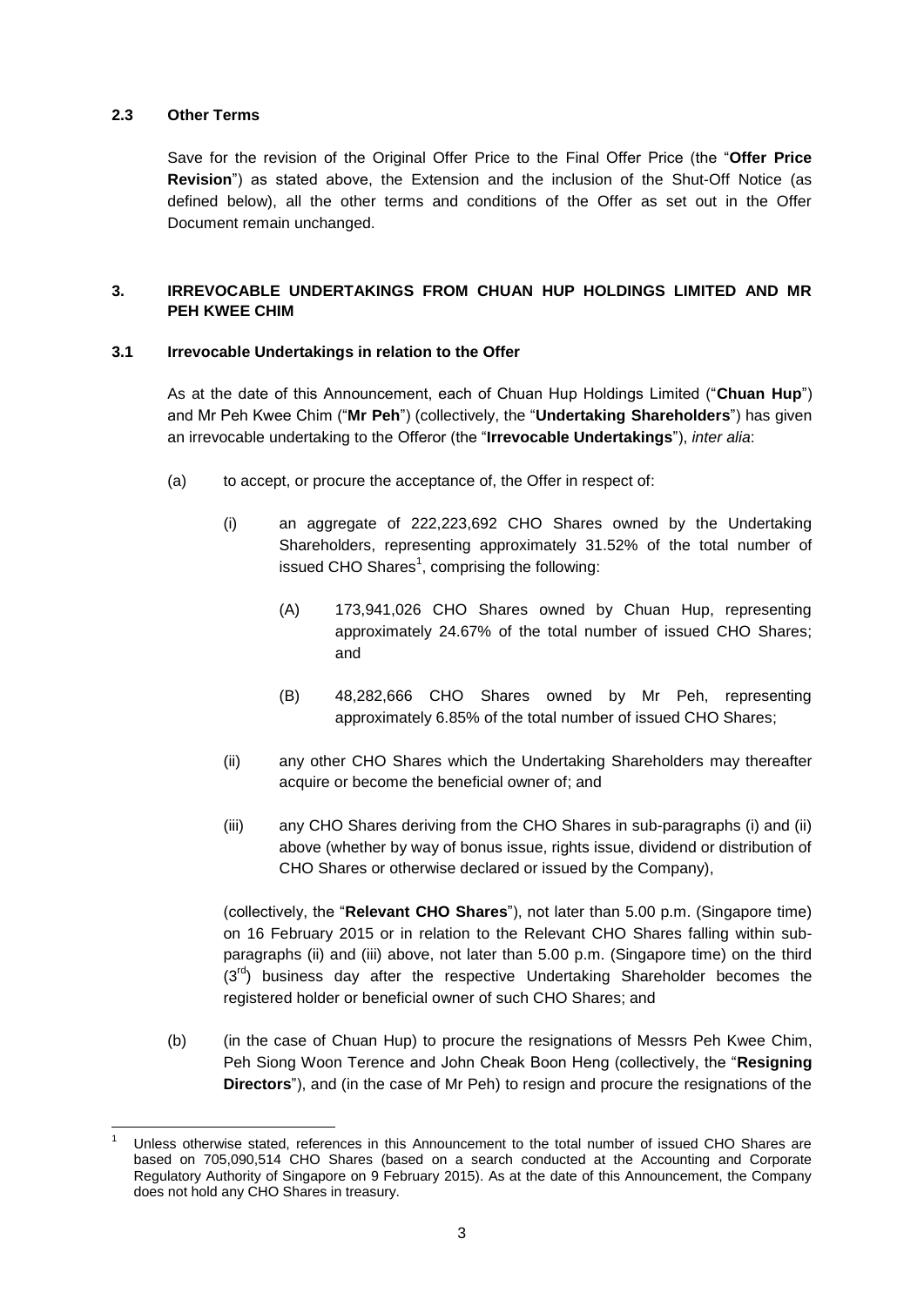## 2.3 Other Terms

Save for the revision of the Original Offer Price to the Final Offer Price (the "**Offer Price Revision**") as stated above, the Extension and the inclusion of the Shut-Off Notice (as defined below), all the other terms and conditions of the Offer as set out in the Offer Document remain unchanged.

## 3. IRREVOCABLE UNDERTAKINGS FROM CHUAN HUP HOLDINGS LIMITED AND MR PEH KWEE CHIM

### 3.1 Irrevocable Undertakings in relation to the Offer

As at the date of this Announcement, each of Chuan Hup Holdings Limited ("**Chuan Hup**") and Mr Peh Kwee Chim ("**Mr Peh**") (collectively, the "**Undertaking Shareholders**") has given an irrevocable undertaking to the Offeror (the "**Irrevocable Undertakings**"), *inter alia*:

(a) to accept, or procure the acceptance of, the Offer in respect of:

(i) an aggregate of 222,223,692 CHO Shares owned by the Undertaking Shareholders, representing approximately 31.52% of the total number of issued CHO Shares[1], comprising the following:

(A) 173,941,026 CHO Shares owned by Chuan Hup, representing approximately 24.67% of the total number of issued CHO Shares; and

(B) 48,282,666 CHO Shares owned by Mr Peh, representing approximately 6.85% of the total number of issued CHO Shares;

(ii) any other CHO Shares which the Undertaking Shareholders may thereafter acquire or become the beneficial owner of; and

(iii) any CHO Shares deriving from the CHO Shares in sub-paragraphs (i) and (ii) above (whether by way of bonus issue, rights issue, dividend or distribution of CHO Shares or otherwise declared or issued by the Company),

(collectively, the "**Relevant CHO Shares**"), not later than 5.00 p.m. (Singapore time) on 16 February 2015 or in relation to the Relevant CHO Shares falling within sub-paragraphs (ii) and (iii) above, not later than 5.00 p.m. (Singapore time) on the third (3rd) business day after the respective Undertaking Shareholder becomes the registered holder or beneficial owner of such CHO Shares; and

(b) (in the case of Chuan Hup) to procure the resignations of Messrs Peh Kwee Chim, Peh Siong Woon Terence and John Cheak Boon Heng (collectively, the "**Resigning Directors**"), and (in the case of Mr Peh) to resign and procure the resignations of the

---

[1] Unless otherwise stated, references in this Announcement to the total number of issued CHO Shares are based on 705,090,514 CHO Shares (based on a search conducted at the Accounting and Corporate Regulatory Authority of Singapore on 9 February 2015). As at the date of this Announcement, the Company does not hold any CHO Shares in treasury.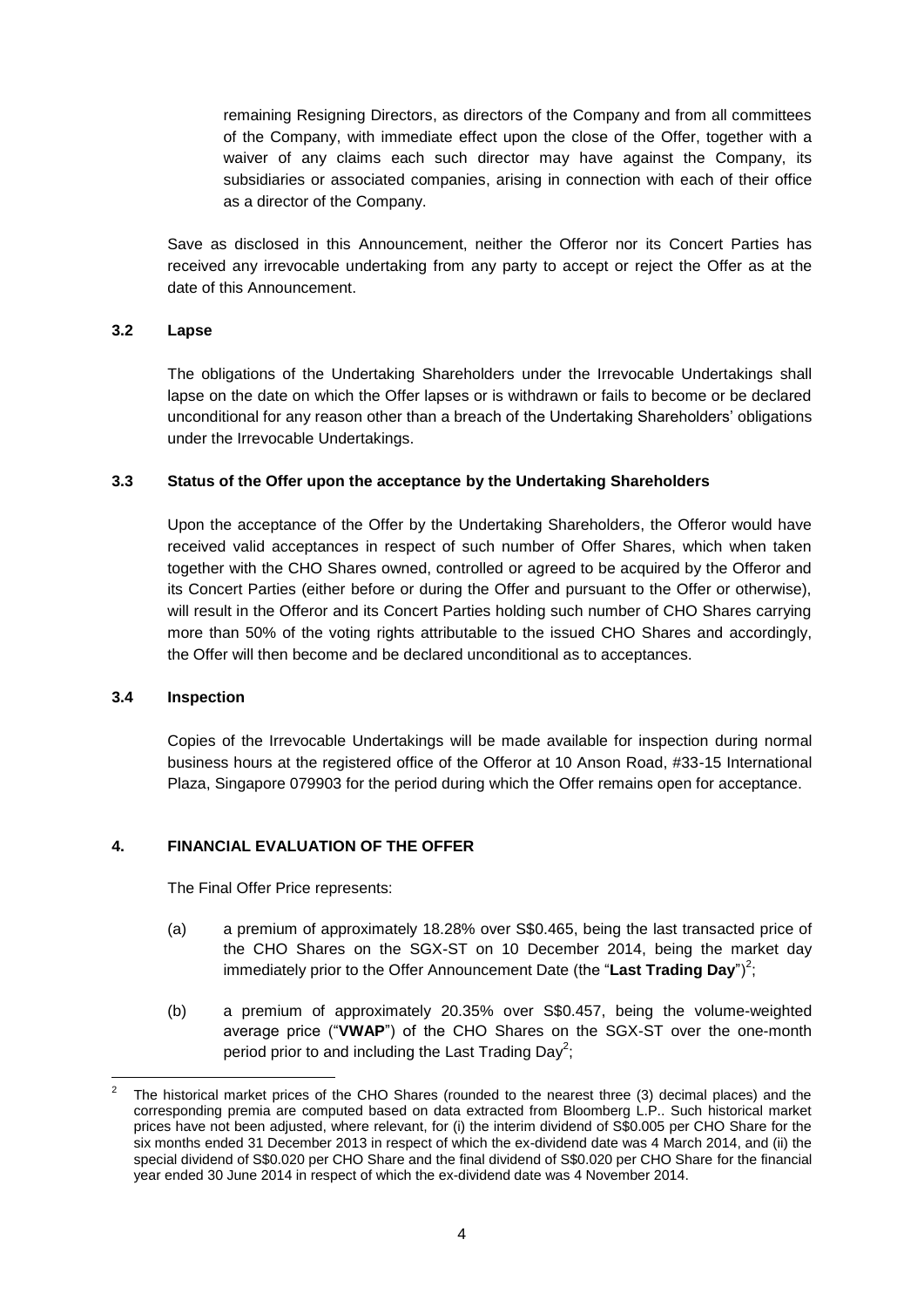remaining Resigning Directors, as directors of the Company and from all committees of the Company, with immediate effect upon the close of the Offer, together with a waiver of any claims each such director may have against the Company, its subsidiaries or associated companies, arising in connection with each of their office as a director of the Company.

Save as disclosed in this Announcement, neither the Offeror nor its Concert Parties has received any irrevocable undertaking from any party to accept or reject the Offer as at the date of this Announcement.

### 3.2 Lapse

The obligations of the Undertaking Shareholders under the Irrevocable Undertakings shall lapse on the date on which the Offer lapses or is withdrawn or fails to become or be declared unconditional for any reason other than a breach of the Undertaking Shareholders' obligations under the Irrevocable Undertakings.

### 3.3 Status of the Offer upon the acceptance by the Undertaking Shareholders

Upon the acceptance of the Offer by the Undertaking Shareholders, the Offeror would have received valid acceptances in respect of such number of Offer Shares, which when taken together with the CHO Shares owned, controlled or agreed to be acquired by the Offeror and its Concert Parties (either before or during the Offer and pursuant to the Offer or otherwise), will result in the Offeror and its Concert Parties holding such number of CHO Shares carrying more than 50% of the voting rights attributable to the issued CHO Shares and accordingly, the Offer will then become and be declared unconditional as to acceptances.

### 3.4 Inspection

Copies of the Irrevocable Undertakings will be made available for inspection during normal business hours at the registered office of the Offeror at 10 Anson Road, #33-15 International Plaza, Singapore 079903 for the period during which the Offer remains open for acceptance.

## 4. FINANCIAL EVALUATION OF THE OFFER

The Final Offer Price represents:

(a) a premium of approximately 18.28% over S$0.465, being the last transacted price of the CHO Shares on the SGX-ST on 10 December 2014, being the market day immediately prior to the Offer Announcement Date (the "**Last Trading Day**")[2];

(b) a premium of approximately 20.35% over S$0.457, being the volume-weighted average price ("**VWAP**") of the CHO Shares on the SGX-ST over the one-month period prior to and including the Last Trading Day[2];

---

[2] The historical market prices of the CHO Shares (rounded to the nearest three (3) decimal places) and the corresponding premia are computed based on data extracted from Bloomberg L.P.. Such historical market prices have not been adjusted, where relevant, for (i) the interim dividend of S$0.005 per CHO Share for the six months ended 31 December 2013 in respect of which the ex-dividend date was 4 March 2014, and (ii) the special dividend of S$0.020 per CHO Share and the final dividend of S$0.020 per CHO Share for the financial year ended 30 June 2014 in respect of which the ex-dividend date was 4 November 2014.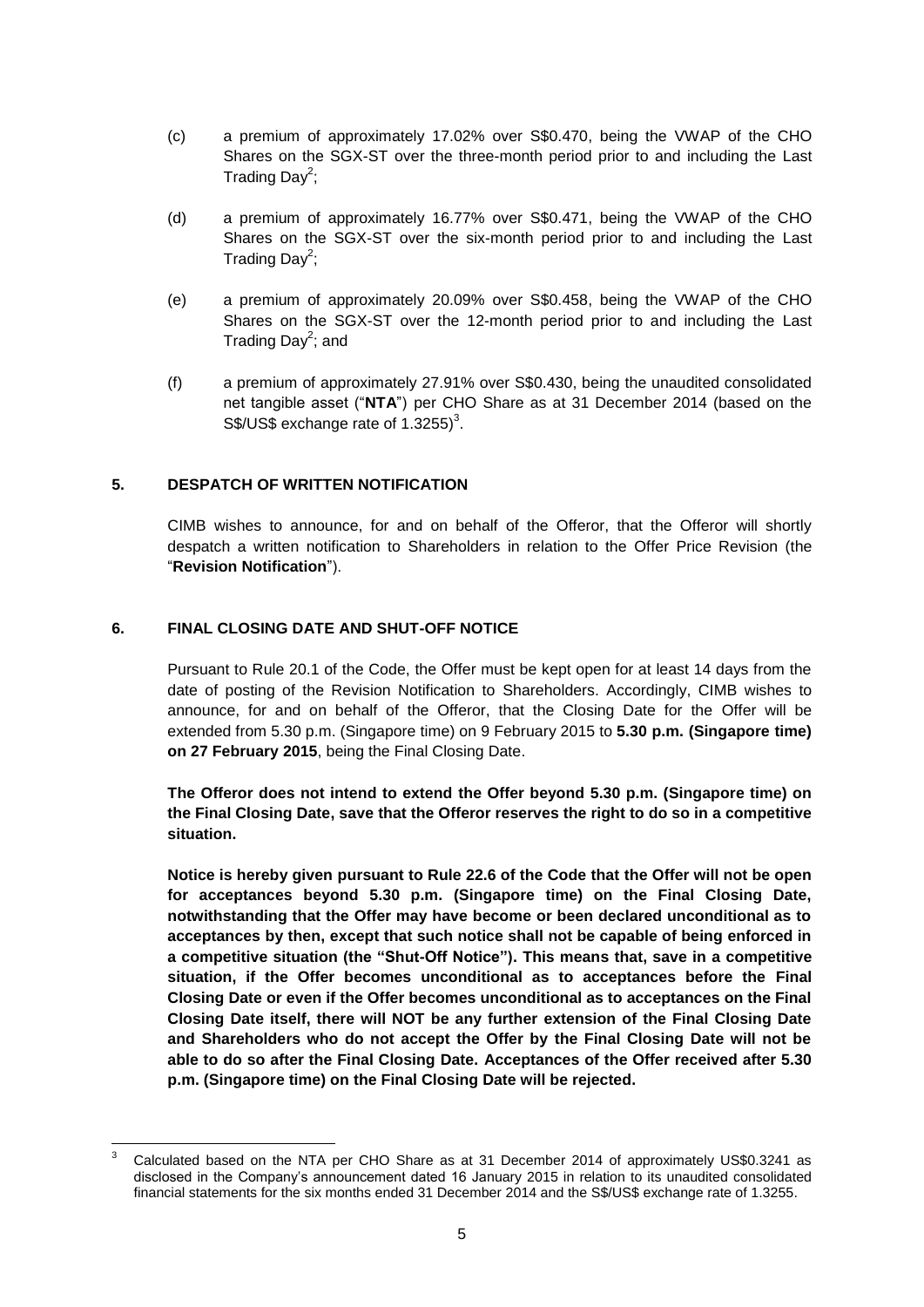(c) a premium of approximately 17.02% over S$0.470, being the VWAP of the CHO Shares on the SGX-ST over the three-month period prior to and including the Last Trading Day[2];

(d) a premium of approximately 16.77% over S$0.471, being the VWAP of the CHO Shares on the SGX-ST over the six-month period prior to and including the Last Trading Day[2];

(e) a premium of approximately 20.09% over S$0.458, being the VWAP of the CHO Shares on the SGX-ST over the 12-month period prior to and including the Last Trading Day[2]; and

(f) a premium of approximately 27.91% over S$0.430, being the unaudited consolidated net tangible asset ("**NTA**") per CHO Share as at 31 December 2014 (based on the S$/US$ exchange rate of 1.3255)[3].

## 5. DESPATCH OF WRITTEN NOTIFICATION

CIMB wishes to announce, for and on behalf of the Offeror, that the Offeror will shortly despatch a written notification to Shareholders in relation to the Offer Price Revision (the "**Revision Notification**").

## 6. FINAL CLOSING DATE AND SHUT-OFF NOTICE

Pursuant to Rule 20.1 of the Code, the Offer must be kept open for at least 14 days from the date of posting of the Revision Notification to Shareholders. Accordingly, CIMB wishes to announce, for and on behalf of the Offeror, that the Closing Date for the Offer will be extended from 5.30 p.m. (Singapore time) on 9 February 2015 to **5.30 p.m. (Singapore time) on 27 February 2015**, being the Final Closing Date.

**The Offeror does not intend to extend the Offer beyond 5.30 p.m. (Singapore time) on the Final Closing Date, save that the Offeror reserves the right to do so in a competitive situation.**

**Notice is hereby given pursuant to Rule 22.6 of the Code that the Offer will not be open for acceptances beyond 5.30 p.m. (Singapore time) on the Final Closing Date, notwithstanding that the Offer may have become or been declared unconditional as to acceptances by then, except that such notice shall not be capable of being enforced in a competitive situation (the "Shut-Off Notice"). This means that, save in a competitive situation, if the Offer becomes unconditional as to acceptances before the Final Closing Date or even if the Offer becomes unconditional as to acceptances on the Final Closing Date itself, there will NOT be any further extension of the Final Closing Date and Shareholders who do not accept the Offer by the Final Closing Date will not be able to do so after the Final Closing Date. Acceptances of the Offer received after 5.30 p.m. (Singapore time) on the Final Closing Date will be rejected.**

---

[3] Calculated based on the NTA per CHO Share as at 31 December 2014 of approximately US$0.3241 as disclosed in the Company's announcement dated 16 January 2015 in relation to its unaudited consolidated financial statements for the six months ended 31 December 2014 and the S$/US$ exchange rate of 1.3255.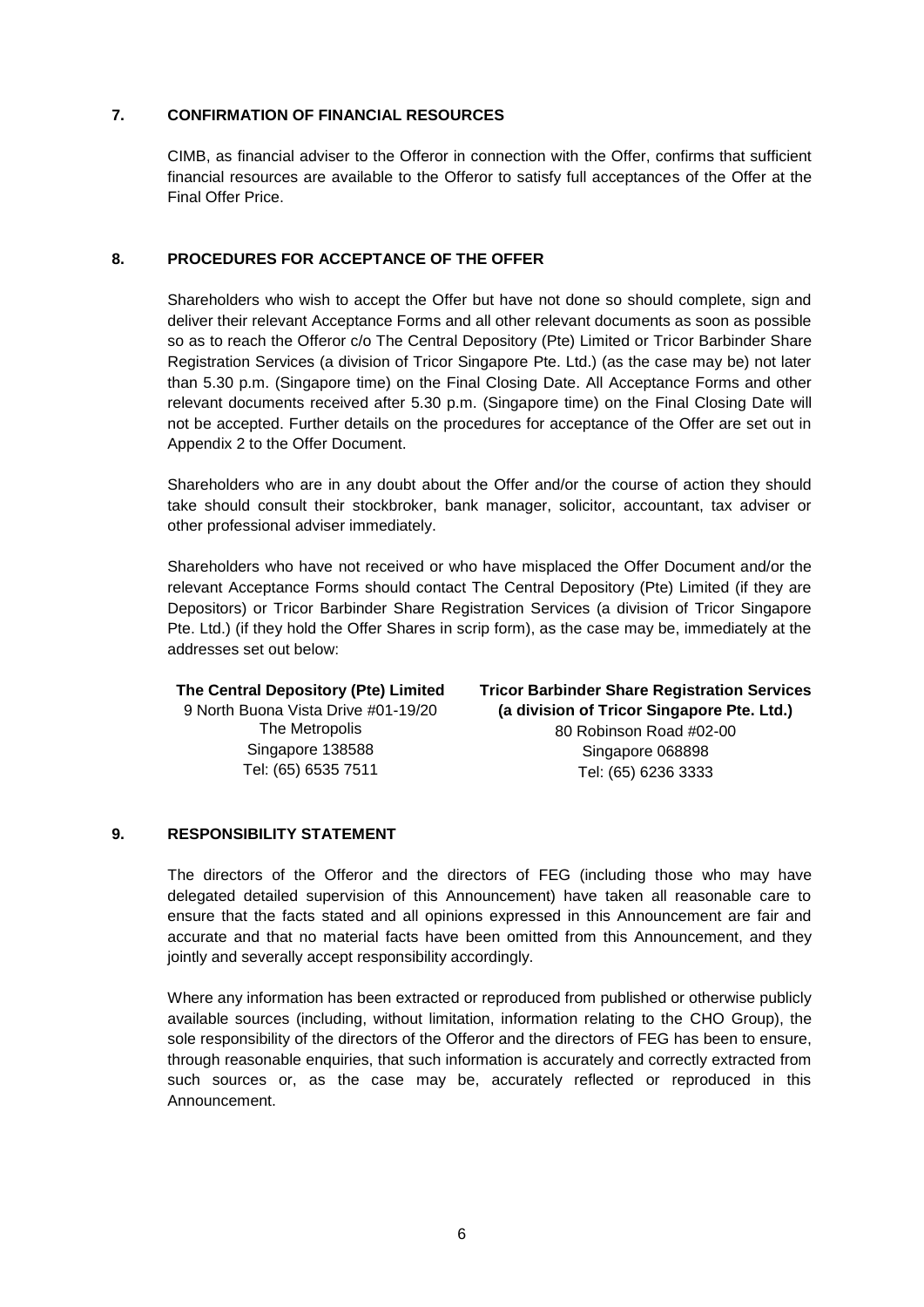## 7. CONFIRMATION OF FINANCIAL RESOURCES

CIMB, as financial adviser to the Offeror in connection with the Offer, confirms that sufficient financial resources are available to the Offeror to satisfy full acceptances of the Offer at the Final Offer Price.

## 8. PROCEDURES FOR ACCEPTANCE OF THE OFFER

Shareholders who wish to accept the Offer but have not done so should complete, sign and deliver their relevant Acceptance Forms and all other relevant documents as soon as possible so as to reach the Offeror c/o The Central Depository (Pte) Limited or Tricor Barbinder Share Registration Services (a division of Tricor Singapore Pte. Ltd.) (as the case may be) not later than 5.30 p.m. (Singapore time) on the Final Closing Date. All Acceptance Forms and other relevant documents received after 5.30 p.m. (Singapore time) on the Final Closing Date will not be accepted. Further details on the procedures for acceptance of the Offer are set out in Appendix 2 to the Offer Document.

Shareholders who are in any doubt about the Offer and/or the course of action they should take should consult their stockbroker, bank manager, solicitor, accountant, tax adviser or other professional adviser immediately.

Shareholders who have not received or who have misplaced the Offer Document and/or the relevant Acceptance Forms should contact The Central Depository (Pte) Limited (if they are Depositors) or Tricor Barbinder Share Registration Services (a division of Tricor Singapore Pte. Ltd.) (if they hold the Offer Shares in scrip form), as the case may be, immediately at the addresses set out below:

**The Central Depository (Pte) Limited**
9 North Buona Vista Drive #01-19/20
The Metropolis
Singapore 138588
Tel: (65) 6535 7511

**Tricor Barbinder Share Registration Services**
**(a division of Tricor Singapore Pte. Ltd.)**
80 Robinson Road #02-00
Singapore 068898
Tel: (65) 6236 3333

## 9. RESPONSIBILITY STATEMENT

The directors of the Offeror and the directors of FEG (including those who may have delegated detailed supervision of this Announcement) have taken all reasonable care to ensure that the facts stated and all opinions expressed in this Announcement are fair and accurate and that no material facts have been omitted from this Announcement, and they jointly and severally accept responsibility accordingly.

Where any information has been extracted or reproduced from published or otherwise publicly available sources (including, without limitation, information relating to the CHO Group), the sole responsibility of the directors of the Offeror and the directors of FEG has been to ensure, through reasonable enquiries, that such information is accurately and correctly extracted from such sources or, as the case may be, accurately reflected or reproduced in this Announcement.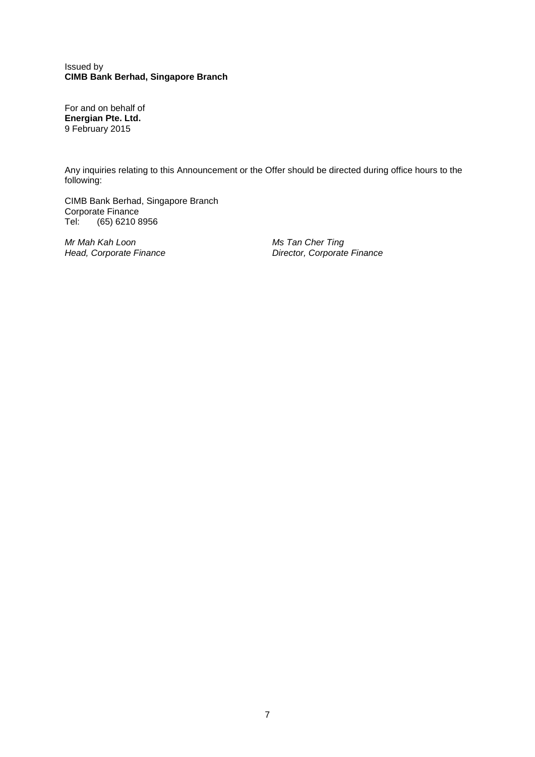Issued by
**CIMB Bank Berhad, Singapore Branch**

For and on behalf of
**Energian Pte. Ltd.**
9 February 2015

Any inquiries relating to this Announcement or the Offer should be directed during office hours to the following:

CIMB Bank Berhad, Singapore Branch
Corporate Finance
Tel: (65) 6210 8956

*Mr Mah Kah Loon*
*Head, Corporate Finance*

*Ms Tan Cher Ting*
*Director, Corporate Finance*